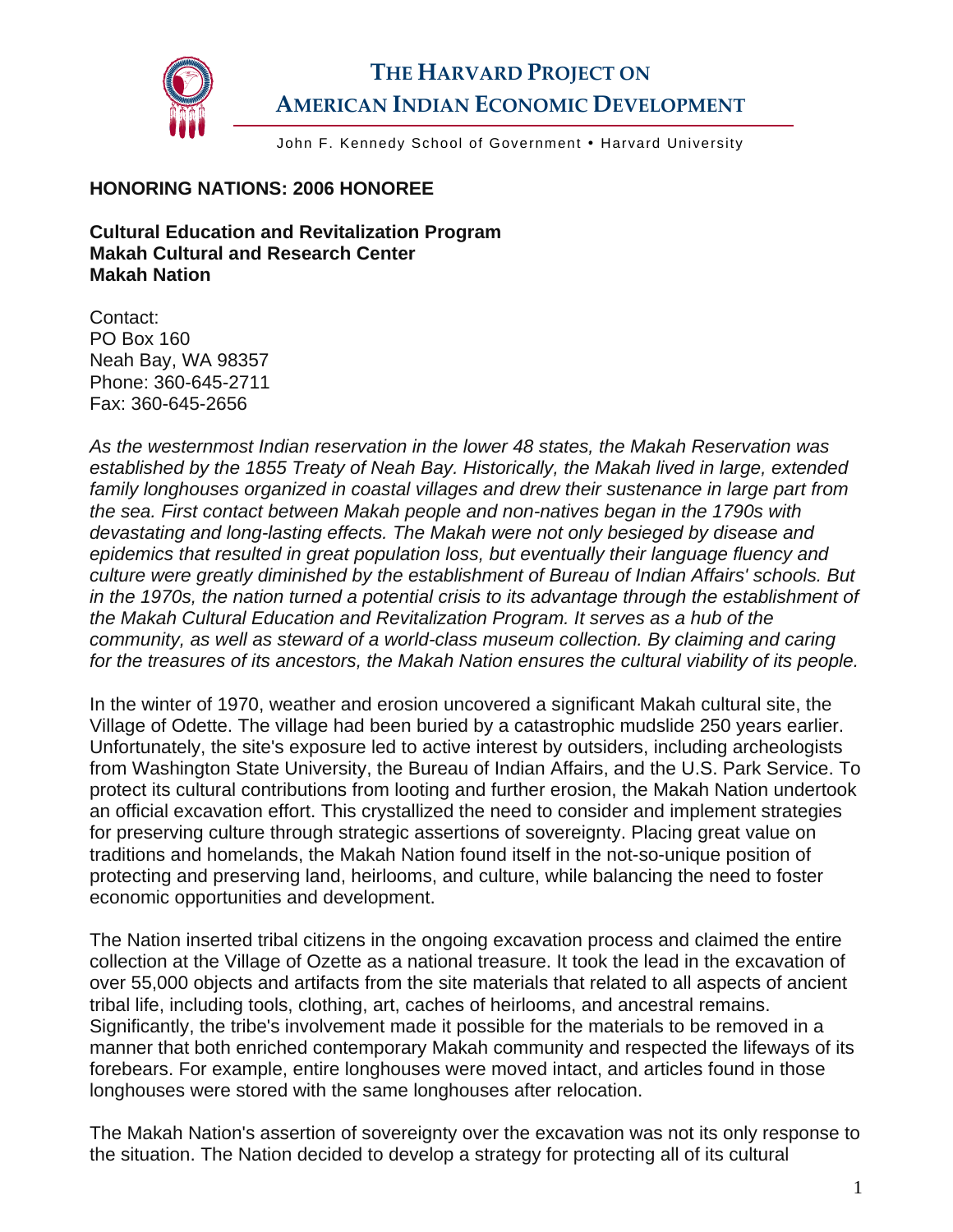# THE HARVARD PROJECT ON AMERICAN INDIAN ECONOMIC DEVELOPMENT

John F. Kennedy School of Government • Harvard University

**HONORING NATIONS: 2006 HONOREE**

**Cultural Education and Revitalization Program**
**Makah Cultural and Research Center**
**Makah Nation**

Contact:
PO Box 160
Neah Bay, WA 98357
Phone: 360-645-2711
Fax: 360-645-2656

*As the westernmost Indian reservation in the lower 48 states, the Makah Reservation was established by the 1855 Treaty of Neah Bay. Historically, the Makah lived in large, extended family longhouses organized in coastal villages and drew their sustenance in large part from the sea. First contact between Makah people and non-natives began in the 1790s with devastating and long-lasting effects. The Makah were not only besieged by disease and epidemics that resulted in great population loss, but eventually their language fluency and culture were greatly diminished by the establishment of Bureau of Indian Affairs' schools. But in the 1970s, the nation turned a potential crisis to its advantage through the establishment of the Makah Cultural Education and Revitalization Program. It serves as a hub of the community, as well as steward of a world-class museum collection. By claiming and caring for the treasures of its ancestors, the Makah Nation ensures the cultural viability of its people.*

In the winter of 1970, weather and erosion uncovered a significant Makah cultural site, the Village of Odette. The village had been buried by a catastrophic mudslide 250 years earlier. Unfortunately, the site's exposure led to active interest by outsiders, including archeologists from Washington State University, the Bureau of Indian Affairs, and the U.S. Park Service. To protect its cultural contributions from looting and further erosion, the Makah Nation undertook an official excavation effort. This crystallized the need to consider and implement strategies for preserving culture through strategic assertions of sovereignty. Placing great value on traditions and homelands, the Makah Nation found itself in the not-so-unique position of protecting and preserving land, heirlooms, and culture, while balancing the need to foster economic opportunities and development.

The Nation inserted tribal citizens in the ongoing excavation process and claimed the entire collection at the Village of Ozette as a national treasure. It took the lead in the excavation of over 55,000 objects and artifacts from the site materials that related to all aspects of ancient tribal life, including tools, clothing, art, caches of heirlooms, and ancestral remains. Significantly, the tribe's involvement made it possible for the materials to be removed in a manner that both enriched contemporary Makah community and respected the lifeways of its forebears. For example, entire longhouses were moved intact, and articles found in those longhouses were stored with the same longhouses after relocation.

The Makah Nation's assertion of sovereignty over the excavation was not its only response to the situation. The Nation decided to develop a strategy for protecting all of its cultural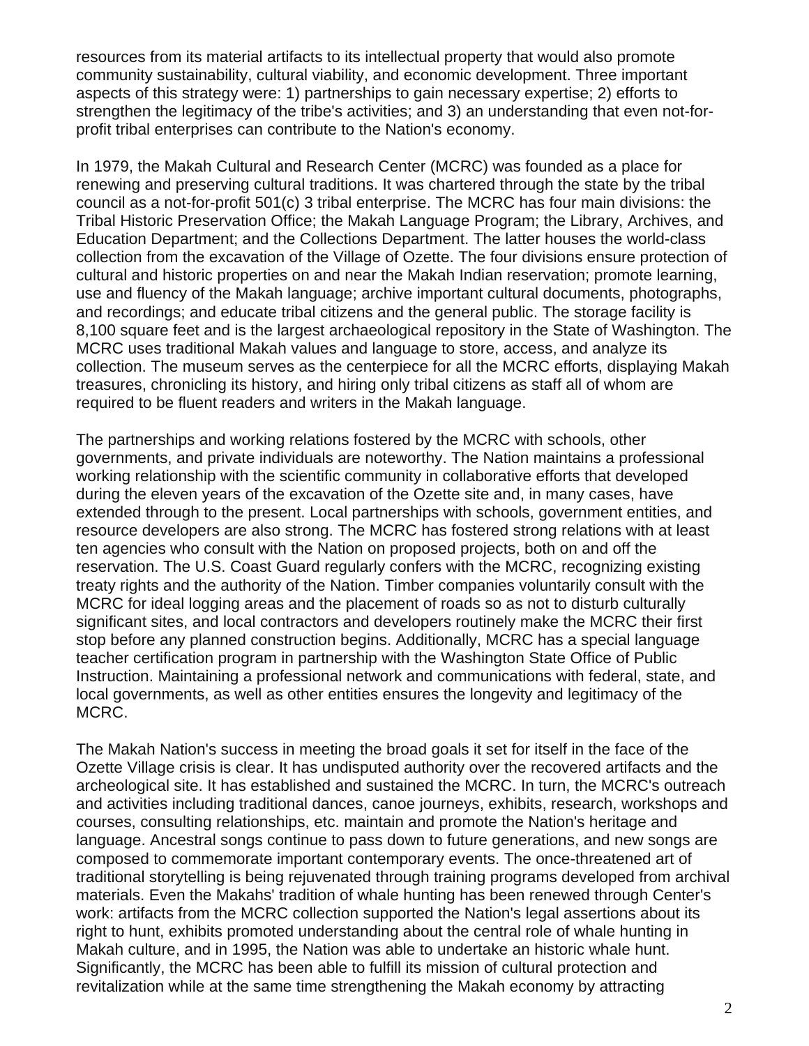resources from its material artifacts to its intellectual property that would also promote community sustainability, cultural viability, and economic development. Three important aspects of this strategy were: 1) partnerships to gain necessary expertise; 2) efforts to strengthen the legitimacy of the tribe's activities; and 3) an understanding that even not-for-profit tribal enterprises can contribute to the Nation's economy.

In 1979, the Makah Cultural and Research Center (MCRC) was founded as a place for renewing and preserving cultural traditions. It was chartered through the state by the tribal council as a not-for-profit 501(c) 3 tribal enterprise. The MCRC has four main divisions: the Tribal Historic Preservation Office; the Makah Language Program; the Library, Archives, and Education Department; and the Collections Department. The latter houses the world-class collection from the excavation of the Village of Ozette. The four divisions ensure protection of cultural and historic properties on and near the Makah Indian reservation; promote learning, use and fluency of the Makah language; archive important cultural documents, photographs, and recordings; and educate tribal citizens and the general public. The storage facility is 8,100 square feet and is the largest archaeological repository in the State of Washington. The MCRC uses traditional Makah values and language to store, access, and analyze its collection. The museum serves as the centerpiece for all the MCRC efforts, displaying Makah treasures, chronicling its history, and hiring only tribal citizens as staff all of whom are required to be fluent readers and writers in the Makah language.

The partnerships and working relations fostered by the MCRC with schools, other governments, and private individuals are noteworthy. The Nation maintains a professional working relationship with the scientific community in collaborative efforts that developed during the eleven years of the excavation of the Ozette site and, in many cases, have extended through to the present. Local partnerships with schools, government entities, and resource developers are also strong. The MCRC has fostered strong relations with at least ten agencies who consult with the Nation on proposed projects, both on and off the reservation. The U.S. Coast Guard regularly confers with the MCRC, recognizing existing treaty rights and the authority of the Nation. Timber companies voluntarily consult with the MCRC for ideal logging areas and the placement of roads so as not to disturb culturally significant sites, and local contractors and developers routinely make the MCRC their first stop before any planned construction begins. Additionally, MCRC has a special language teacher certification program in partnership with the Washington State Office of Public Instruction. Maintaining a professional network and communications with federal, state, and local governments, as well as other entities ensures the longevity and legitimacy of the MCRC.

The Makah Nation's success in meeting the broad goals it set for itself in the face of the Ozette Village crisis is clear. It has undisputed authority over the recovered artifacts and the archeological site. It has established and sustained the MCRC. In turn, the MCRC's outreach and activities including traditional dances, canoe journeys, exhibits, research, workshops and courses, consulting relationships, etc. maintain and promote the Nation's heritage and language. Ancestral songs continue to pass down to future generations, and new songs are composed to commemorate important contemporary events. The once-threatened art of traditional storytelling is being rejuvenated through training programs developed from archival materials. Even the Makahs' tradition of whale hunting has been renewed through Center's work: artifacts from the MCRC collection supported the Nation's legal assertions about its right to hunt, exhibits promoted understanding about the central role of whale hunting in Makah culture, and in 1995, the Nation was able to undertake an historic whale hunt. Significantly, the MCRC has been able to fulfill its mission of cultural protection and revitalization while at the same time strengthening the Makah economy by attracting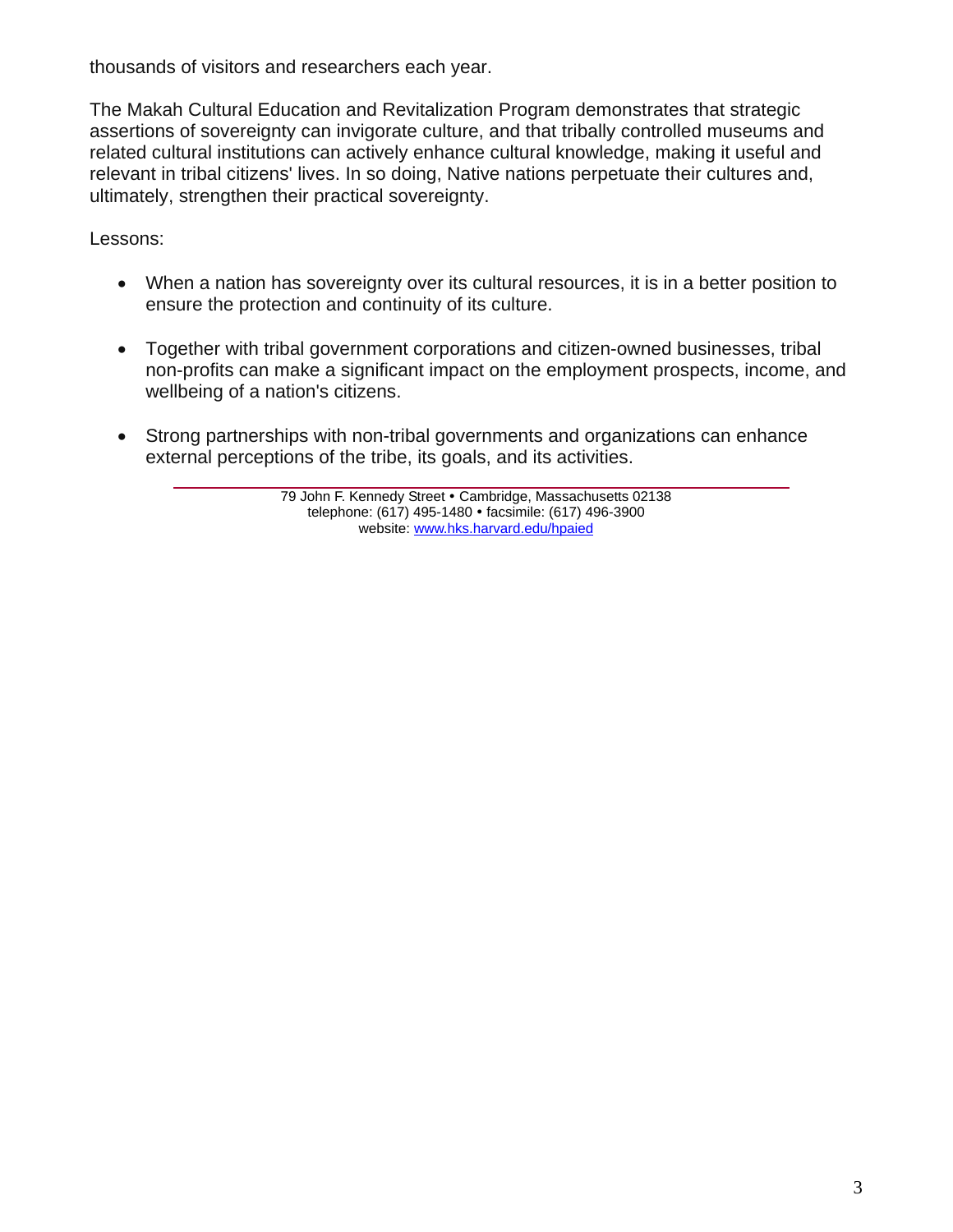thousands of visitors and researchers each year.

The Makah Cultural Education and Revitalization Program demonstrates that strategic assertions of sovereignty can invigorate culture, and that tribally controlled museums and related cultural institutions can actively enhance cultural knowledge, making it useful and relevant in tribal citizens' lives. In so doing, Native nations perpetuate their cultures and, ultimately, strengthen their practical sovereignty.

Lessons:

- When a nation has sovereignty over its cultural resources, it is in a better position to ensure the protection and continuity of its culture.
- Together with tribal government corporations and citizen-owned businesses, tribal non-profits can make a significant impact on the employment prospects, income, and wellbeing of a nation's citizens.
- Strong partnerships with non-tribal governments and organizations can enhance external perceptions of the tribe, its goals, and its activities.

---

79 John F. Kennedy Street • Cambridge, Massachusetts 02138
telephone: (617) 495-1480 • facsimile: (617) 496-3900
website: www.hks.harvard.edu/hpaied